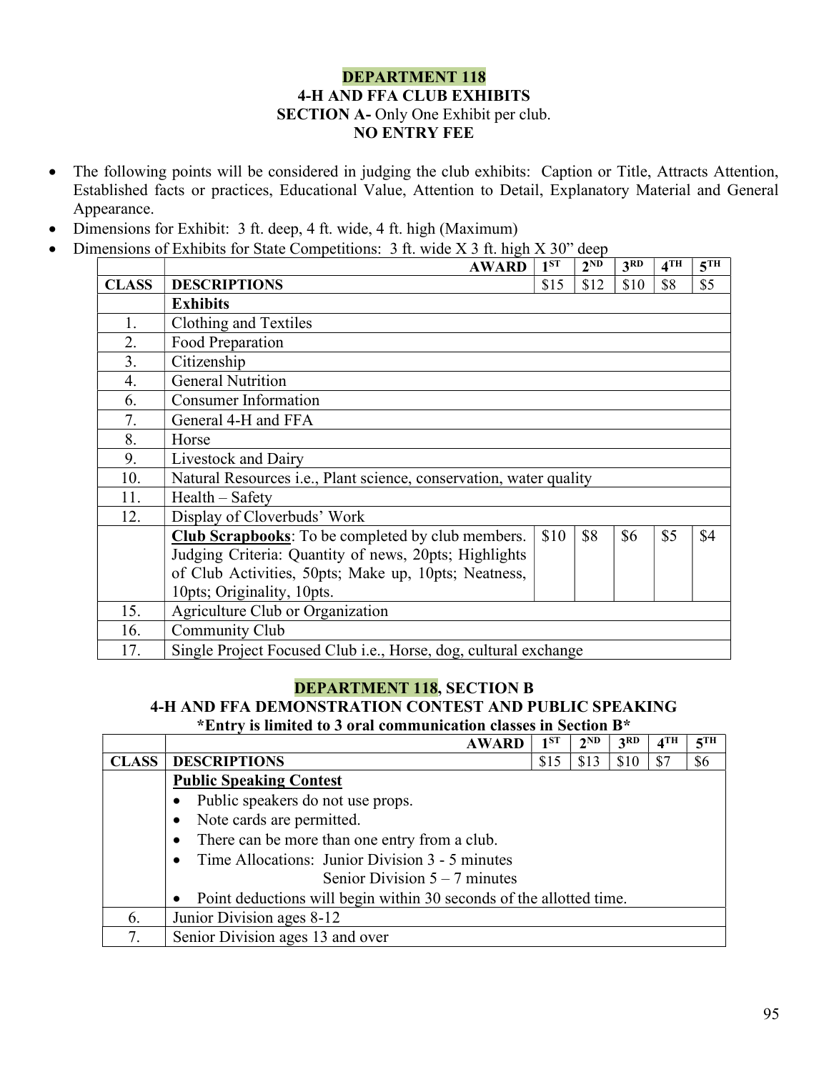**DEPARTMENT 118**

**4-H AND FFA CLUB EXHIBITS**

**SECTION A-** Only One Exhibit per club.

**NO ENTRY FEE**

- The following points will be considered in judging the club exhibits: Caption or Title, Attracts Attention, Established facts or practices, Educational Value, Attention to Detail, Explanatory Material and General Appearance.
- Dimensions for Exhibit: 3 ft. deep, 4 ft. wide, 4 ft. high (Maximum)
- Dimensions of Exhibits for State Competitions: 3 ft. wide X 3 ft. high X 30" deep

| | **AWARD** | 1ST | 2ND | 3RD | 4TH | 5TH |
|---|---|---|---|---|---|---|
| **CLASS** | **DESCRIPTIONS** | $15 | $12 | $10 | $8 | $5 |
| | **Exhibits** | | | | | |
| 1. | Clothing and Textiles | | | | | |
| 2. | Food Preparation | | | | | |
| 3. | Citizenship | | | | | |
| 4. | General Nutrition | | | | | |
| 6. | Consumer Information | | | | | |
| 7. | General 4-H and FFA | | | | | |
| 8. | Horse | | | | | |
| 9. | Livestock and Dairy | | | | | |
| 10. | Natural Resources i.e., Plant science, conservation, water quality | | | | | |
| 11. | Health – Safety | | | | | |
| 12. | Display of Cloverbuds' Work | | | | | |
| | **Club Scrapbooks**: To be completed by club members. Judging Criteria: Quantity of news, 20pts; Highlights of Club Activities, 50pts; Make up, 10pts; Neatness, 10pts; Originality, 10pts. | $10 | $8 | $6 | $5 | $4 |
| 15. | Agriculture Club or Organization | | | | | |
| 16. | Community Club | | | | | |
| 17. | Single Project Focused Club i.e., Horse, dog, cultural exchange | | | | | |

**DEPARTMENT 118, SECTION B**

**4-H AND FFA DEMONSTRATION CONTEST AND PUBLIC SPEAKING**

**\*Entry is limited to 3 oral communication classes in Section B\***

| | **AWARD** | 1ST | 2ND | 3RD | 4TH | 5TH |
|---|---|---|---|---|---|---|
| **CLASS** | **DESCRIPTIONS** | $15 | $13 | $10 | $7 | $6 |
| | **Public Speaking Contest**<br>• Public speakers do not use props.<br>• Note cards are permitted.<br>• There can be more than one entry from a club.<br>• Time Allocations: Junior Division 3 - 5 minutes<br>Senior Division 5 – 7 minutes<br>• Point deductions will begin within 30 seconds of the allotted time. | | | | | |
| 6. | Junior Division ages 8-12 | | | | | |
| 7. | Senior Division ages 13 and over | | | | | |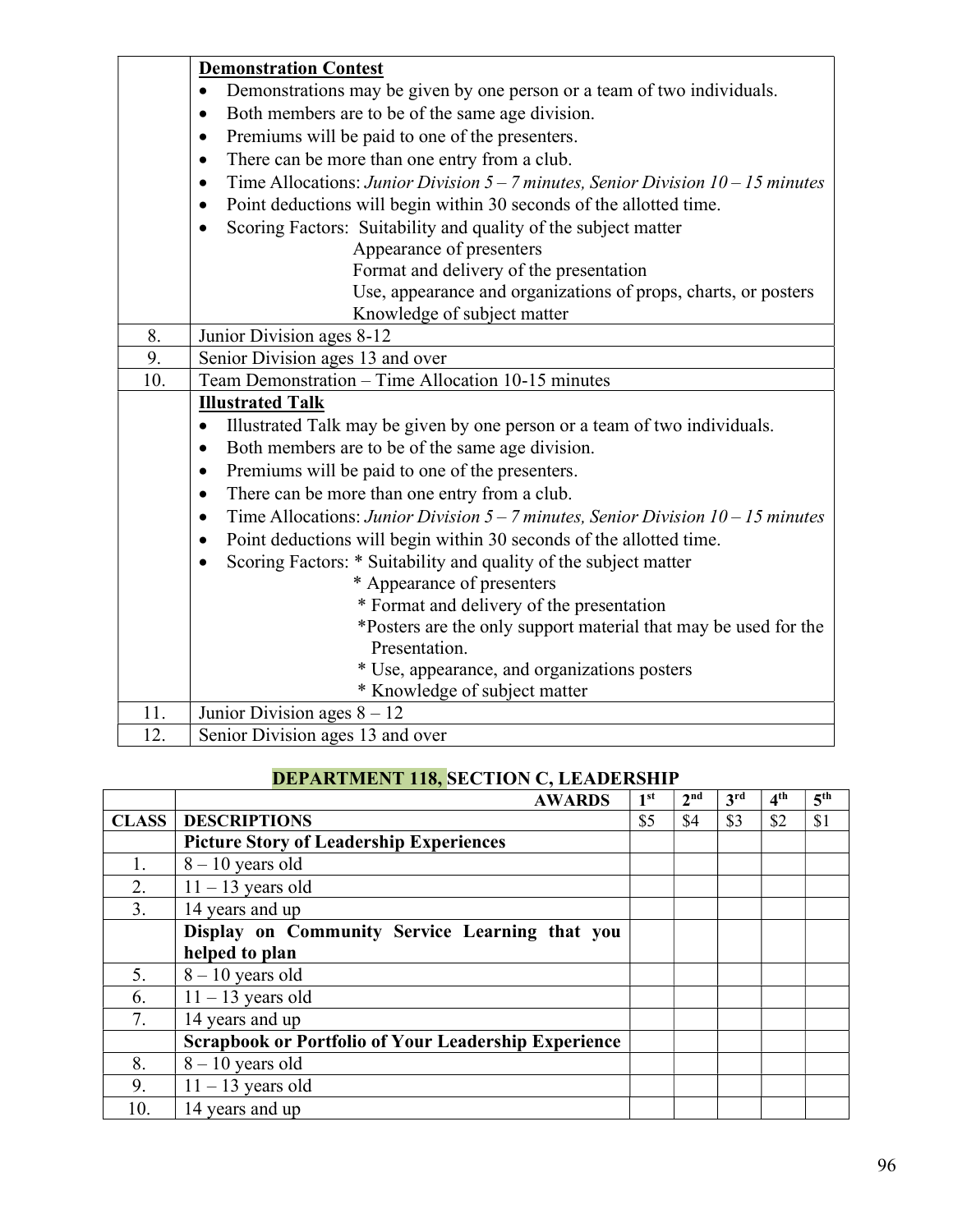| | |
|---|---|
| | **Demonstration Contest**<br>• Demonstrations may be given by one person or a team of two individuals.<br>• Both members are to be of the same age division.<br>• Premiums will be paid to one of the presenters.<br>• There can be more than one entry from a club.<br>• Time Allocations: *Junior Division 5 – 7 minutes, Senior Division 10 – 15 minutes*<br>• Point deductions will begin within 30 seconds of the allotted time.<br>• Scoring Factors: Suitability and quality of the subject matter<br>Appearance of presenters<br>Format and delivery of the presentation<br>Use, appearance and organizations of props, charts, or posters<br>Knowledge of subject matter |
| 8. | Junior Division ages 8-12 |
| 9. | Senior Division ages 13 and over |
| 10. | Team Demonstration – Time Allocation 10-15 minutes |
| | **Illustrated Talk**<br>• Illustrated Talk may be given by one person or a team of two individuals.<br>• Both members are to be of the same age division.<br>• Premiums will be paid to one of the presenters.<br>• There can be more than one entry from a club.<br>• Time Allocations: *Junior Division 5 – 7 minutes, Senior Division 10 – 15 minutes*<br>• Point deductions will begin within 30 seconds of the allotted time.<br>• Scoring Factors: * Suitability and quality of the subject matter<br>* Appearance of presenters<br>* Format and delivery of the presentation<br>*Posters are the only support material that may be used for the Presentation.<br>* Use, appearance, and organizations posters<br>* Knowledge of subject matter |
| 11. | Junior Division ages 8 – 12 |
| 12. | Senior Division ages 13 and over |

## DEPARTMENT 118, SECTION C, LEADERSHIP

| | AWARDS | 1st | 2nd | 3rd | 4th | 5th |
|---|---|---|---|---|---|---|
| **CLASS** | **DESCRIPTIONS** | $5 | $4 | $3 | $2 | $1 |
| | **Picture Story of Leadership Experiences** | | | | | |
| 1. | 8 – 10 years old | | | | | |
| 2. | 11 – 13 years old | | | | | |
| 3. | 14 years and up | | | | | |
| | **Display on Community Service Learning that you helped to plan** | | | | | |
| 5. | 8 – 10 years old | | | | | |
| 6. | 11 – 13 years old | | | | | |
| 7. | 14 years and up | | | | | |
| | **Scrapbook or Portfolio of Your Leadership Experience** | | | | | |
| 8. | 8 – 10 years old | | | | | |
| 9. | 11 – 13 years old | | | | | |
| 10. | 14 years and up | | | | | |